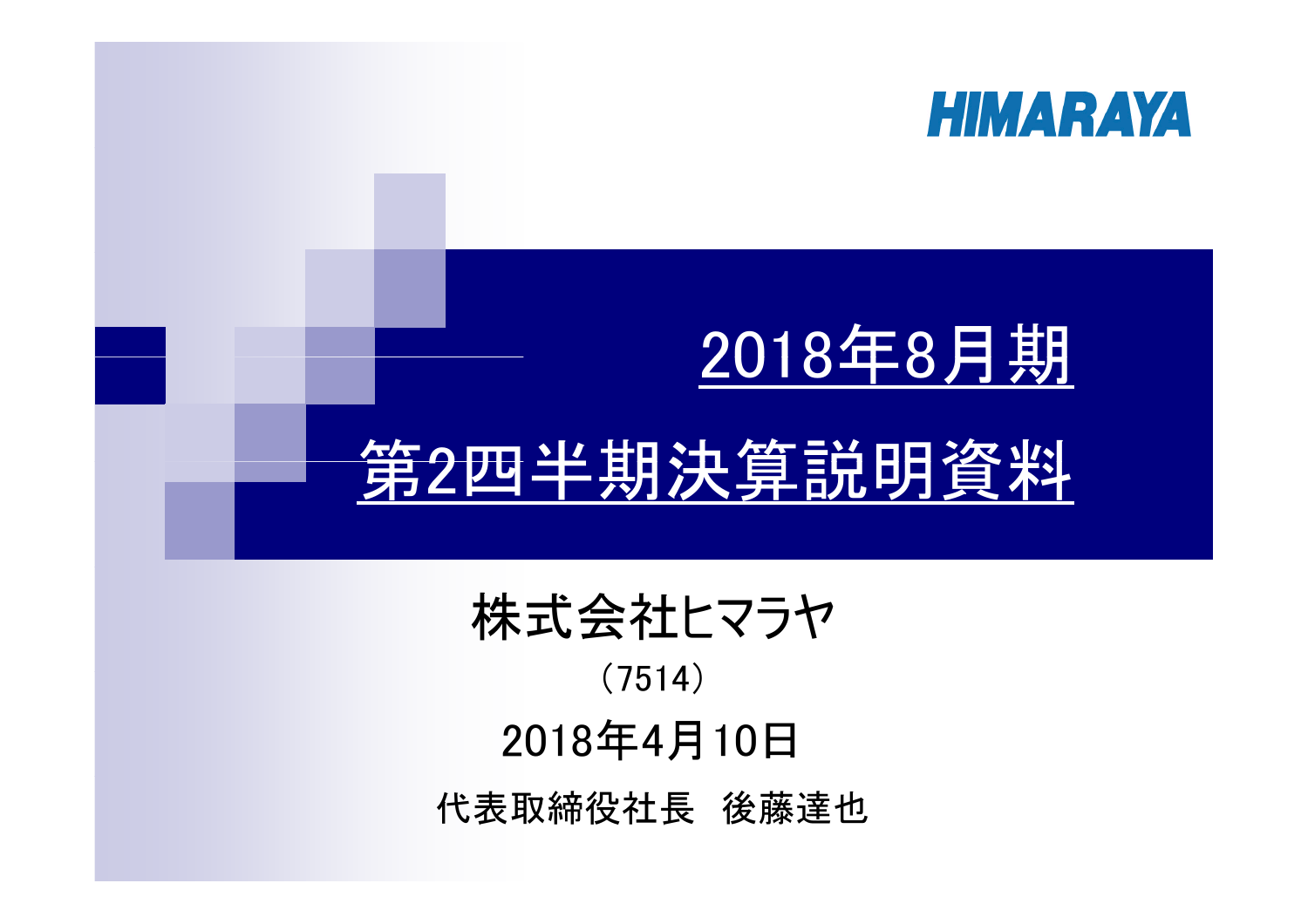HIMARAYA

# 2018年8月期
# 第2四半期決算説明資料

株式会社ヒマラヤ

（7514）

2018年4月10日

代表取締役社長　後藤達也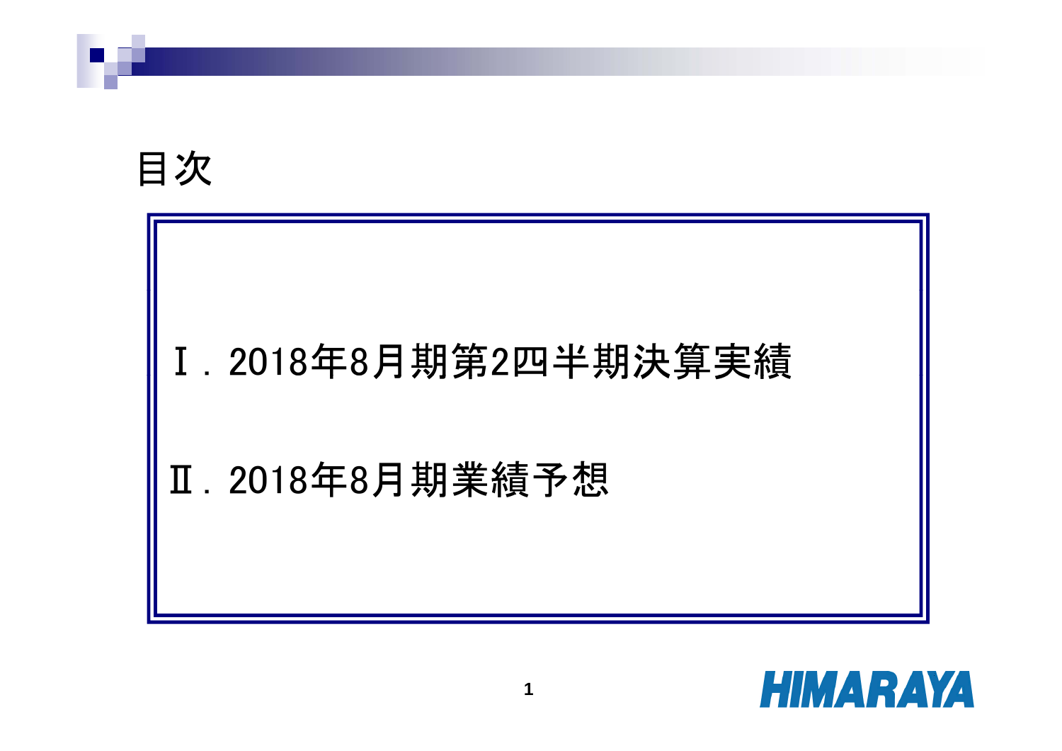# 目次

Ⅰ．2018年8月期第2四半期決算実績

Ⅱ．2018年8月期業績予想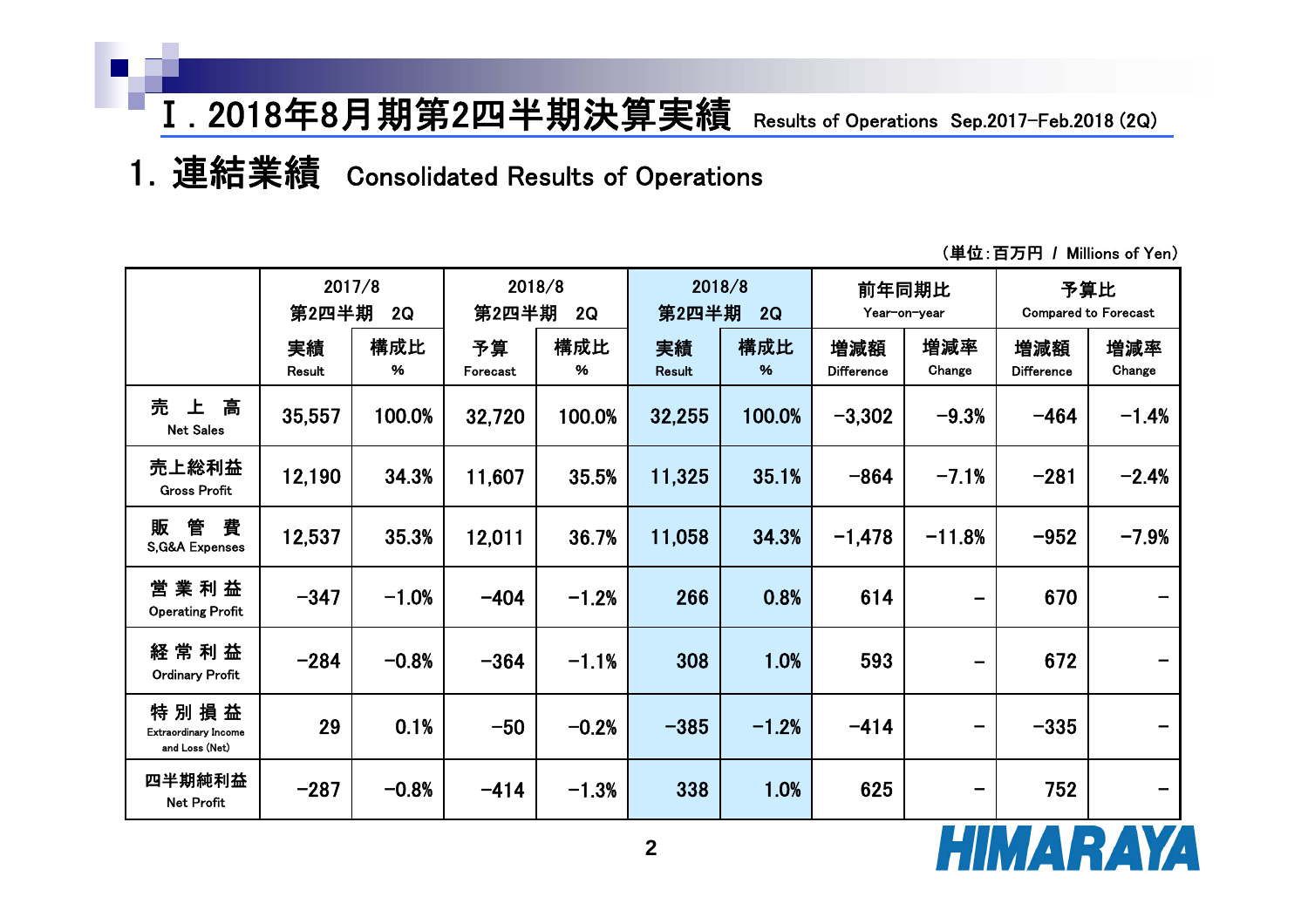# Ⅰ. 2018年8月期第2四半期決算実績 Results of Operations Sep.2017-Feb.2018 (2Q)

## 1. 連結業績 Consolidated Results of Operations

（単位：百万円 / Millions of Yen）

| | 2017/8 第2四半期 2Q | | 2018/8 第2四半期 2Q | | 2018/8 第2四半期 2Q | | 前年同期比 Year-on-year | | 予算比 Compared to Forecast | |
|---|---|---|---|---|---|---|---|---|---|---|
| | 実績 Result | 構成比 % | 予算 Forecast | 構成比 % | 実績 Result | 構成比 % | 増減額 Difference | 増減率 Change | 増減額 Difference | 増減率 Change |
| 売 上 高 Net Sales | 35,557 | 100.0% | 32,720 | 100.0% | 32,255 | 100.0% | -3,302 | -9.3% | -464 | -1.4% |
| 売上総利益 Gross Profit | 12,190 | 34.3% | 11,607 | 35.5% | 11,325 | 35.1% | -864 | -7.1% | -281 | -2.4% |
| 販 管 費 S,G&A Expenses | 12,537 | 35.3% | 12,011 | 36.7% | 11,058 | 34.3% | -1,478 | -11.8% | -952 | -7.9% |
| 営 業 利 益 Operating Profit | -347 | -1.0% | -404 | -1.2% | 266 | 0.8% | 614 | - | 670 | - |
| 経 常 利 益 Ordinary Profit | -284 | -0.8% | -364 | -1.1% | 308 | 1.0% | 593 | - | 672 | - |
| 特 別 損 益 Extraordinary Income and Loss (Net) | 29 | 0.1% | -50 | -0.2% | -385 | -1.2% | -414 | - | -335 | - |
| 四半期純利益 Net Profit | -287 | -0.8% | -414 | -1.3% | 338 | 1.0% | 625 | - | 752 | - |

HIMARAYA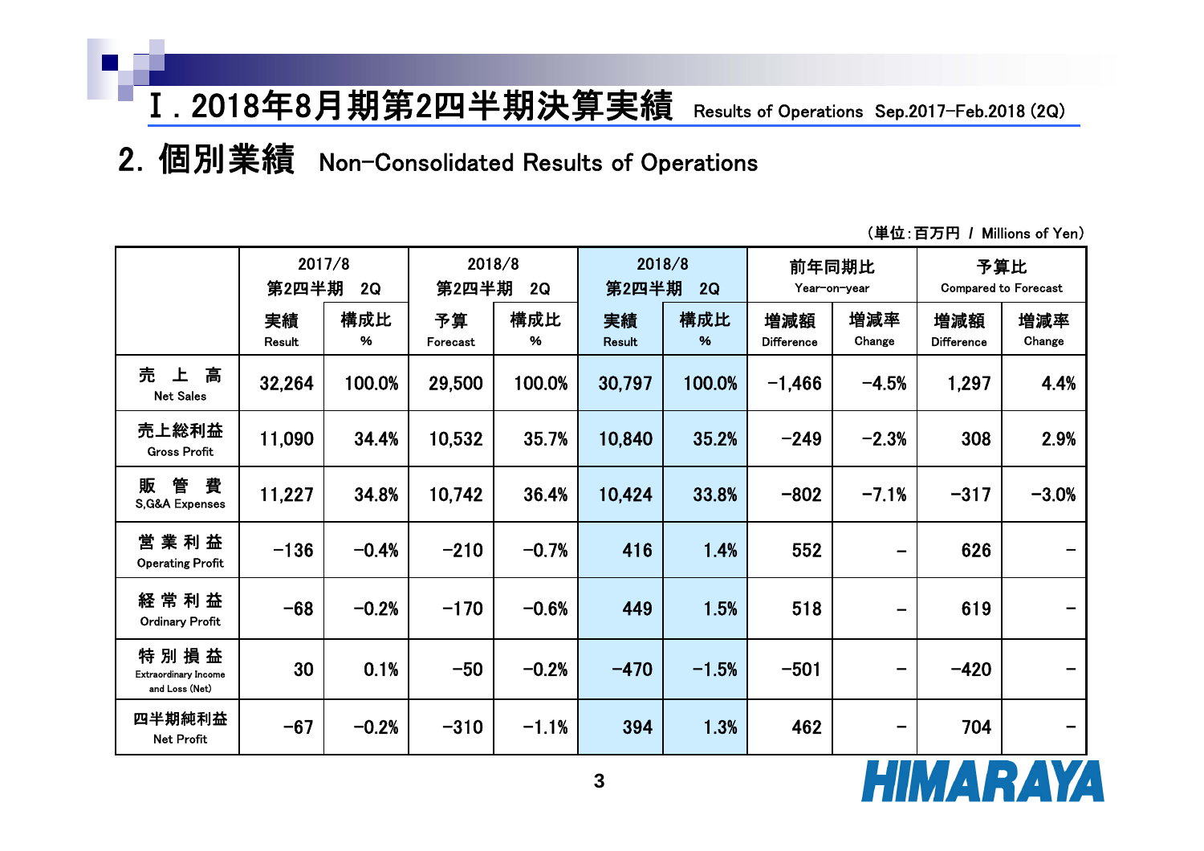# Ⅰ. 2018年8月期第2四半期決算実績 Results of Operations Sep.2017-Feb.2018 (2Q)

## 2. 個別業績 Non-Consolidated Results of Operations

（単位：百万円 / Millions of Yen）

| | 2017/8 第2四半期 2Q | | 2018/8 第2四半期 2Q | | 2018/8 第2四半期 2Q | | 前年同期比 Year-on-year | | 予算比 Compared to Forecast | |
|---|---|---|---|---|---|---|---|---|---|---|
| | 実績 Result | 構成比 % | 予算 Forecast | 構成比 % | 実績 Result | 構成比 % | 増減額 Difference | 増減率 Change | 増減額 Difference | 増減率 Change |
| 売上高 Net Sales | 32,264 | 100.0% | 29,500 | 100.0% | 30,797 | 100.0% | -1,466 | -4.5% | 1,297 | 4.4% |
| 売上総利益 Gross Profit | 11,090 | 34.4% | 10,532 | 35.7% | 10,840 | 35.2% | -249 | -2.3% | 308 | 2.9% |
| 販管費 S,G&A Expenses | 11,227 | 34.8% | 10,742 | 36.4% | 10,424 | 33.8% | -802 | -7.1% | -317 | -3.0% |
| 営業利益 Operating Profit | -136 | -0.4% | -210 | -0.7% | 416 | 1.4% | 552 | - | 626 | - |
| 経常利益 Ordinary Profit | -68 | -0.2% | -170 | -0.6% | 449 | 1.5% | 518 | - | 619 | - |
| 特別損益 Extraordinary Income and Loss (Net) | 30 | 0.1% | -50 | -0.2% | -470 | -1.5% | -501 | - | -420 | - |
| 四半期純利益 Net Profit | -67 | -0.2% | -310 | -1.1% | 394 | 1.3% | 462 | - | 704 | - |

HIMARAYA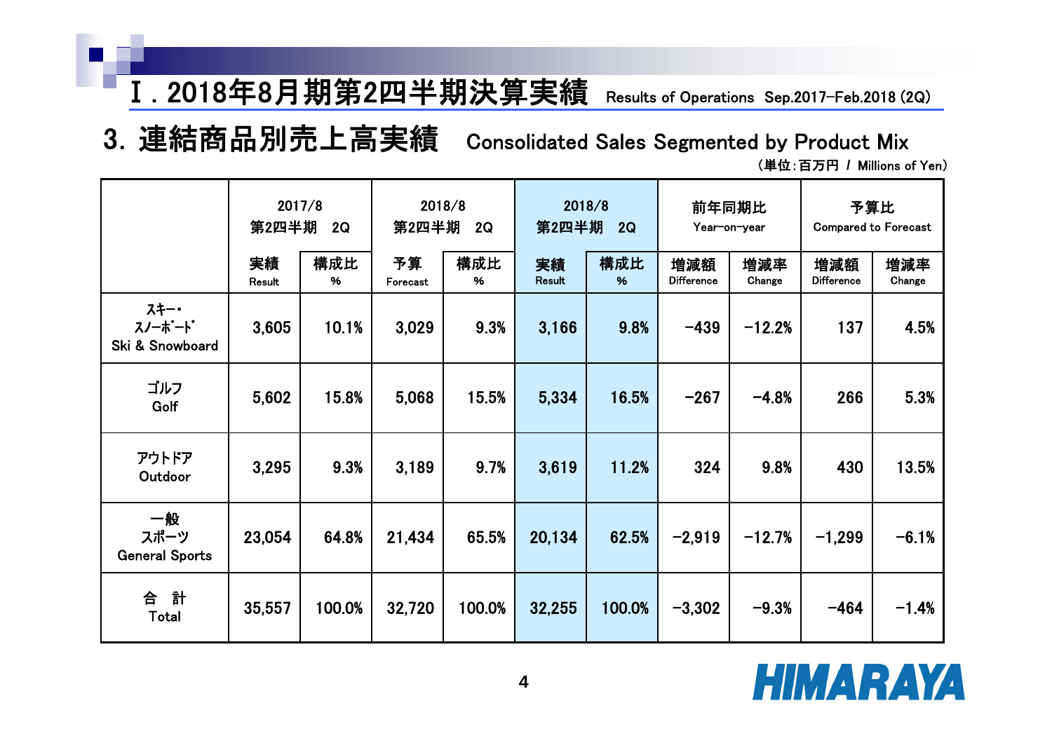# Ⅰ. 2018年8月期第2四半期決算実績 Results of Operations Sep.2017-Feb.2018 (2Q)

## 3. 連結商品別売上高実績 Consolidated Sales Segmented by Product Mix

（単位：百万円 / Millions of Yen）

| | 2017/8 第2四半期 2Q | | 2018/8 第2四半期 2Q | | 2018/8 第2四半期 2Q | | 前年同期比 Year-on-year | | 予算比 Compared to Forecast | |
|---|---|---|---|---|---|---|---|---|---|---|
| | 実績 Result | 構成比 % | 予算 Forecast | 構成比 % | 実績 Result | 構成比 % | 増減額 Difference | 増減率 Change | 増減額 Difference | 増減率 Change |
| ｽｷｰ・ｽﾉｰﾎﾞｰﾄﾞ Ski & Snowboard | 3,605 | 10.1% | 3,029 | 9.3% | 3,166 | 9.8% | -439 | -12.2% | 137 | 4.5% |
| ゴルフ Golf | 5,602 | 15.8% | 5,068 | 15.5% | 5,334 | 16.5% | -267 | -4.8% | 266 | 5.3% |
| アウトドア Outdoor | 3,295 | 9.3% | 3,189 | 9.7% | 3,619 | 11.2% | 324 | 9.8% | 430 | 13.5% |
| 一般スポーツ General Sports | 23,054 | 64.8% | 21,434 | 65.5% | 20,134 | 62.5% | -2,919 | -12.7% | -1,299 | -6.1% |
| 合 計 Total | 35,557 | 100.0% | 32,720 | 100.0% | 32,255 | 100.0% | -3,302 | -9.3% | -464 | -1.4% |

HIMARAYA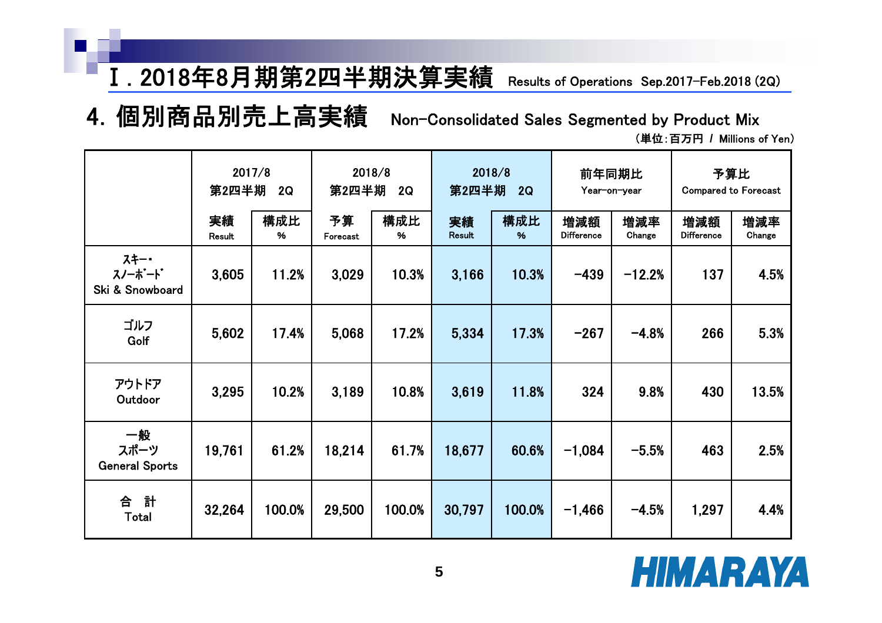# Ⅰ. 2018年8月期第2四半期決算実績 Results of Operations Sep.2017-Feb.2018 (2Q)

## 4. 個別商品別売上高実績 Non-Consolidated Sales Segmented by Product Mix

（単位：百万円 / Millions of Yen）

| | 2017/8 第2四半期 2Q | | 2018/8 第2四半期 2Q | | 2018/8 第2四半期 2Q | | 前年同期比 Year-on-year | | 予算比 Compared to Forecast | |
|---|---|---|---|---|---|---|---|---|---|---|
| | 実績 Result | 構成比 % | 予算 Forecast | 構成比 % | 実績 Result | 構成比 % | 増減額 Difference | 増減率 Change | 増減額 Difference | 増減率 Change |
| ｽｷｰ・ｽﾉｰﾎﾞｰﾄﾞ Ski & Snowboard | 3,605 | 11.2% | 3,029 | 10.3% | 3,166 | 10.3% | -439 | -12.2% | 137 | 4.5% |
| ゴルフ Golf | 5,602 | 17.4% | 5,068 | 17.2% | 5,334 | 17.3% | -267 | -4.8% | 266 | 5.3% |
| アウトドア Outdoor | 3,295 | 10.2% | 3,189 | 10.8% | 3,619 | 11.8% | 324 | 9.8% | 430 | 13.5% |
| 一般スポーツ General Sports | 19,761 | 61.2% | 18,214 | 61.7% | 18,677 | 60.6% | -1,084 | -5.5% | 463 | 2.5% |
| 合 計 Total | 32,264 | 100.0% | 29,500 | 100.0% | 30,797 | 100.0% | -1,466 | -4.5% | 1,297 | 4.4% |

HIMARAYA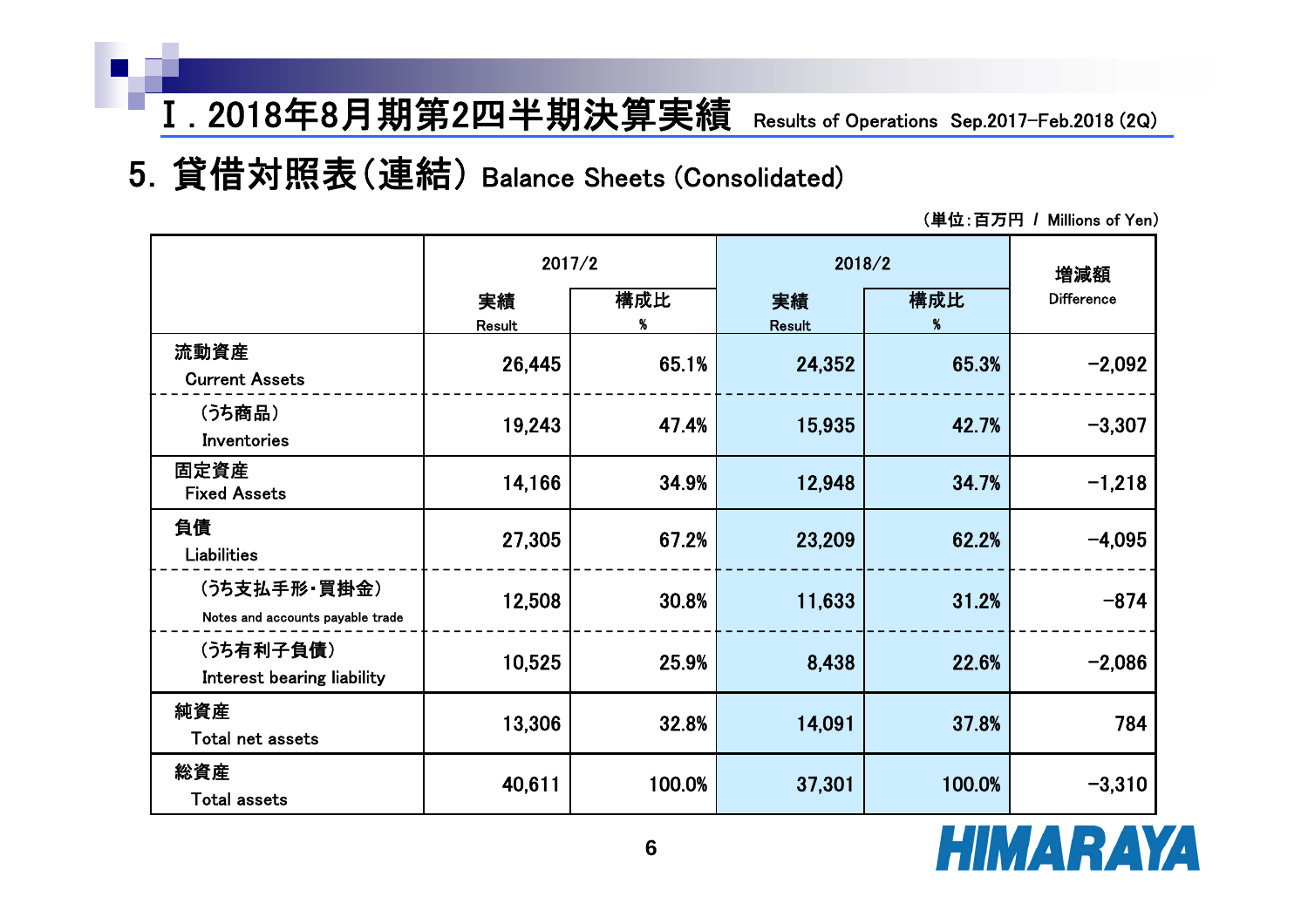# Ⅰ. 2018年8月期第2四半期決算実績 Results of Operations Sep.2017–Feb.2018 (2Q)

## 5. 貸借対照表（連結） Balance Sheets (Consolidated)

（単位：百万円 / Millions of Yen）

| | 2017/2 | | 2018/2 | | 増減額 Difference |
|---|---|---|---|---|---|
| | 実績 Result | 構成比 % | 実績 Result | 構成比 % | |
| 流動資産 Current Assets | 26,445 | 65.1% | 24,352 | 65.3% | -2,092 |
| （うち商品） Inventories | 19,243 | 47.4% | 15,935 | 42.7% | -3,307 |
| 固定資産 Fixed Assets | 14,166 | 34.9% | 12,948 | 34.7% | -1,218 |
| 負債 Liabilities | 27,305 | 67.2% | 23,209 | 62.2% | -4,095 |
| （うち支払手形・買掛金） Notes and accounts payable trade | 12,508 | 30.8% | 11,633 | 31.2% | -874 |
| （うち有利子負債） Interest bearing liability | 10,525 | 25.9% | 8,438 | 22.6% | -2,086 |
| 純資産 Total net assets | 13,306 | 32.8% | 14,091 | 37.8% | 784 |
| 総資産 Total assets | 40,611 | 100.0% | 37,301 | 100.0% | -3,310 |

HIMARAYA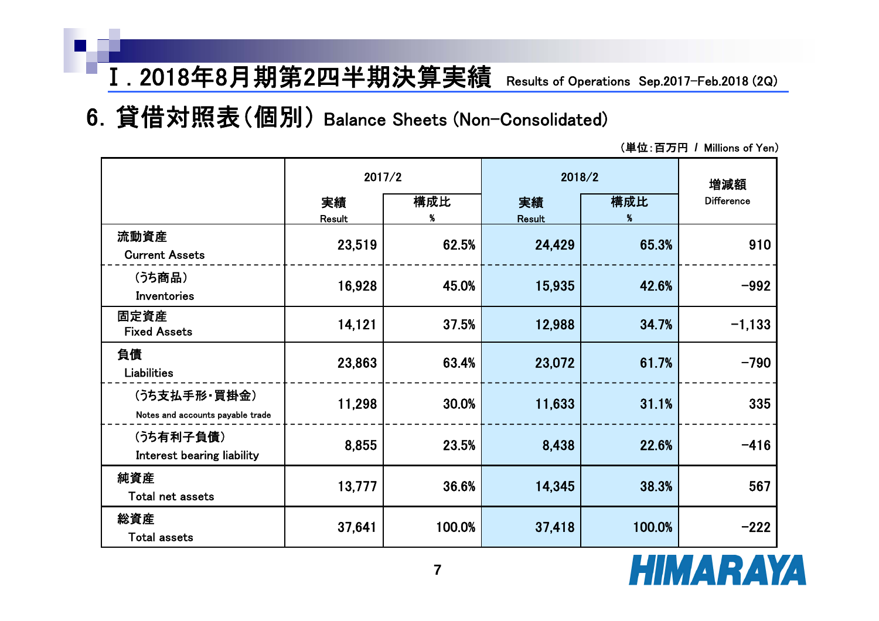# Ⅰ. 2018年8月期第2四半期決算実績 Results of Operations Sep.2017-Feb.2018 (2Q)

## 6. 貸借対照表（個別） Balance Sheets (Non-Consolidated)

（単位：百万円 / Millions of Yen）

| | 2017/2 | | 2018/2 | | 増減額 Difference |
|---|---|---|---|---|---|
| | 実績 Result | 構成比 % | 実績 Result | 構成比 % | |
| 流動資産 Current Assets | 23,519 | 62.5% | 24,429 | 65.3% | 910 |
| （うち商品） Inventories | 16,928 | 45.0% | 15,935 | 42.6% | -992 |
| 固定資産 Fixed Assets | 14,121 | 37.5% | 12,988 | 34.7% | -1,133 |
| 負債 Liabilities | 23,863 | 63.4% | 23,072 | 61.7% | -790 |
| （うち支払手形・買掛金） Notes and accounts payable trade | 11,298 | 30.0% | 11,633 | 31.1% | 335 |
| （うち有利子負債） Interest bearing liability | 8,855 | 23.5% | 8,438 | 22.6% | -416 |
| 純資産 Total net assets | 13,777 | 36.6% | 14,345 | 38.3% | 567 |
| 総資産 Total assets | 37,641 | 100.0% | 37,418 | 100.0% | -222 |

HIMARAYA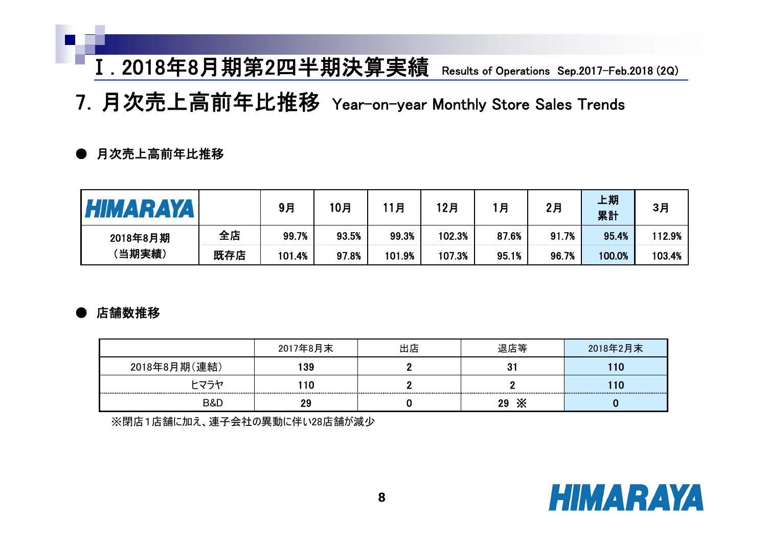# Ⅰ. 2018年8月期第2四半期決算実績 Results of Operations Sep.2017-Feb.2018 (2Q)

## 7. 月次売上高前年比推移 Year-on-year Monthly Store Sales Trends

● 月次売上高前年比推移

| HIMARAYA | | 9月 | 10月 | 11月 | 12月 | 1月 | 2月 | 上期累計 | 3月 |
|---|---|---|---|---|---|---|---|---|---|
| 2018年8月期（当期実績） | 全店 | 99.7% | 93.5% | 99.3% | 102.3% | 87.6% | 91.7% | 95.4% | 112.9% |
| | 既存店 | 101.4% | 97.8% | 101.9% | 107.3% | 95.1% | 96.7% | 100.0% | 103.4% |

● 店舗数推移

| | 2017年8月末 | 出店 | 退店等 | 2018年2月末 |
|---|---|---|---|---|
| 2018年8月期(連結) | 139 | 2 | 31 | 110 |
| ヒマラヤ | 110 | 2 | 2 | 110 |
| B&D | 29 | 0 | 29 ※ | 0 |

※閉店１店舗に加え、連子会社の異動に伴い28店舗が減少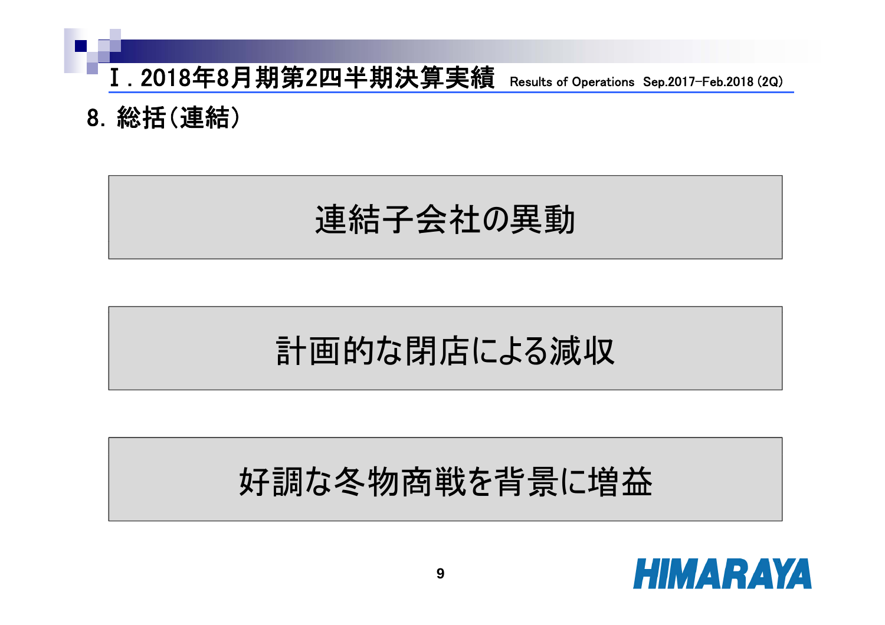# Ⅰ. 2018年8月期第2四半期決算実績 Results of Operations Sep.2017-Feb.2018 (2Q)

## 8. 総括(連結)

連結子会社の異動

計画的な閉店による減収

好調な冬物商戦を背景に増益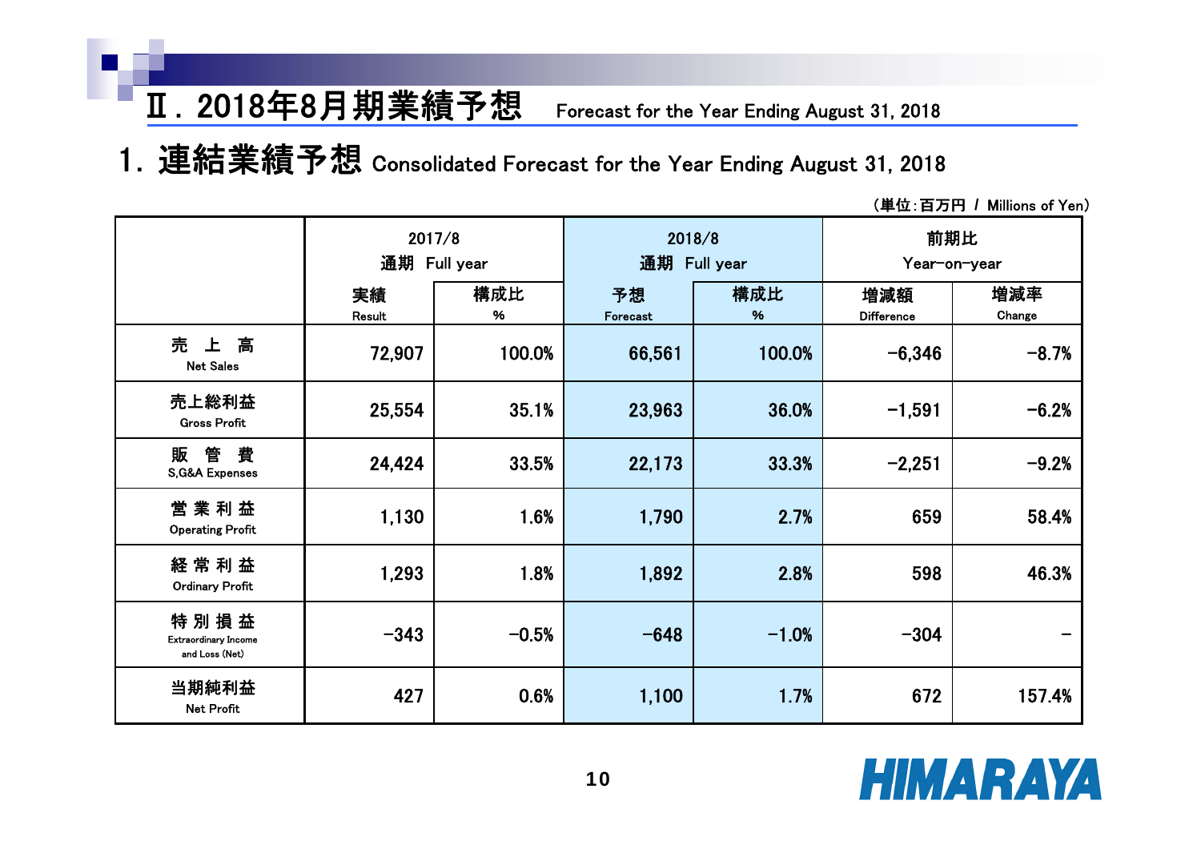## Ⅱ．2018年8月期業績予想 Forecast for the Year Ending August 31, 2018

### 1．連結業績予想 Consolidated Forecast for the Year Ending August 31, 2018

（単位：百万円 / Millions of Yen）

| | 2017/8 通期 Full year | | 2018/8 通期 Full year | | 前期比 Year-on-year | |
|---|---|---|---|---|---|---|
| | 実績 Result | 構成比 % | 予想 Forecast | 構成比 % | 増減額 Difference | 増減率 Change |
| 売　上　高 Net Sales | 72,907 | 100.0% | 66,561 | 100.0% | -6,346 | -8.7% |
| 売上総利益 Gross Profit | 25,554 | 35.1% | 23,963 | 36.0% | -1,591 | -6.2% |
| 販　管　費 S,G&A Expenses | 24,424 | 33.5% | 22,173 | 33.3% | -2,251 | -9.2% |
| 営 業 利 益 Operating Profit | 1,130 | 1.6% | 1,790 | 2.7% | 659 | 58.4% |
| 経 常 利 益 Ordinary Profit | 1,293 | 1.8% | 1,892 | 2.8% | 598 | 46.3% |
| 特 別 損 益 Extraordinary Income and Loss (Net) | -343 | -0.5% | -648 | -1.0% | -304 | - |
| 当期純利益 Net Profit | 427 | 0.6% | 1,100 | 1.7% | 672 | 157.4% |

HIMARAYA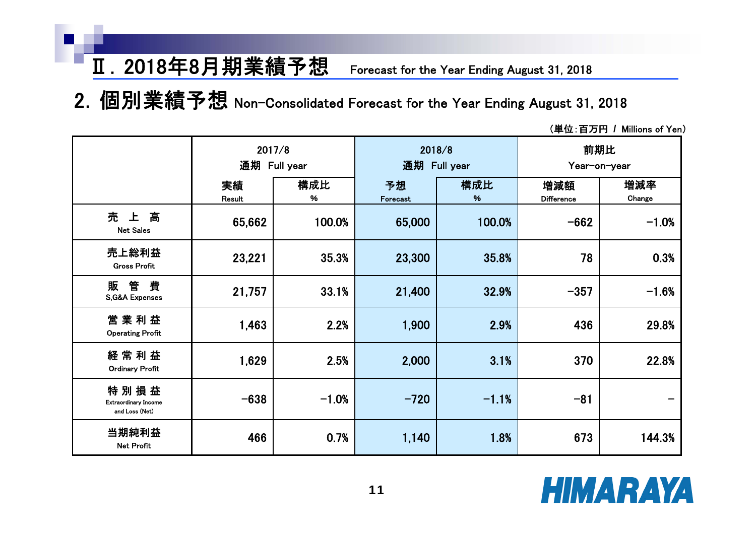# Ⅱ．2018年8月期業績予想 Forecast for the Year Ending August 31, 2018

## 2. 個別業績予想 Non-Consolidated Forecast for the Year Ending August 31, 2018

（単位:百万円 / Millions of Yen）

| | 2017/8 通期 Full year | | 2018/8 通期 Full year | | 前期比 Year-on-year | |
|---|---|---|---|---|---|---|
| | 実績 Result | 構成比 % | 予想 Forecast | 構成比 % | 増減額 Difference | 増減率 Change |
| 売 上 高 Net Sales | 65,662 | 100.0% | 65,000 | 100.0% | -662 | -1.0% |
| 売上総利益 Gross Profit | 23,221 | 35.3% | 23,300 | 35.8% | 78 | 0.3% |
| 販 管 費 S,G&A Expenses | 21,757 | 33.1% | 21,400 | 32.9% | -357 | -1.6% |
| 営 業 利 益 Operating Profit | 1,463 | 2.2% | 1,900 | 2.9% | 436 | 29.8% |
| 経 常 利 益 Ordinary Profit | 1,629 | 2.5% | 2,000 | 3.1% | 370 | 22.8% |
| 特 別 損 益 Extraordinary Income and Loss (Net) | -638 | -1.0% | -720 | -1.1% | -81 | - |
| 当期純利益 Net Profit | 466 | 0.7% | 1,140 | 1.8% | 673 | 144.3% |

HIMARAYA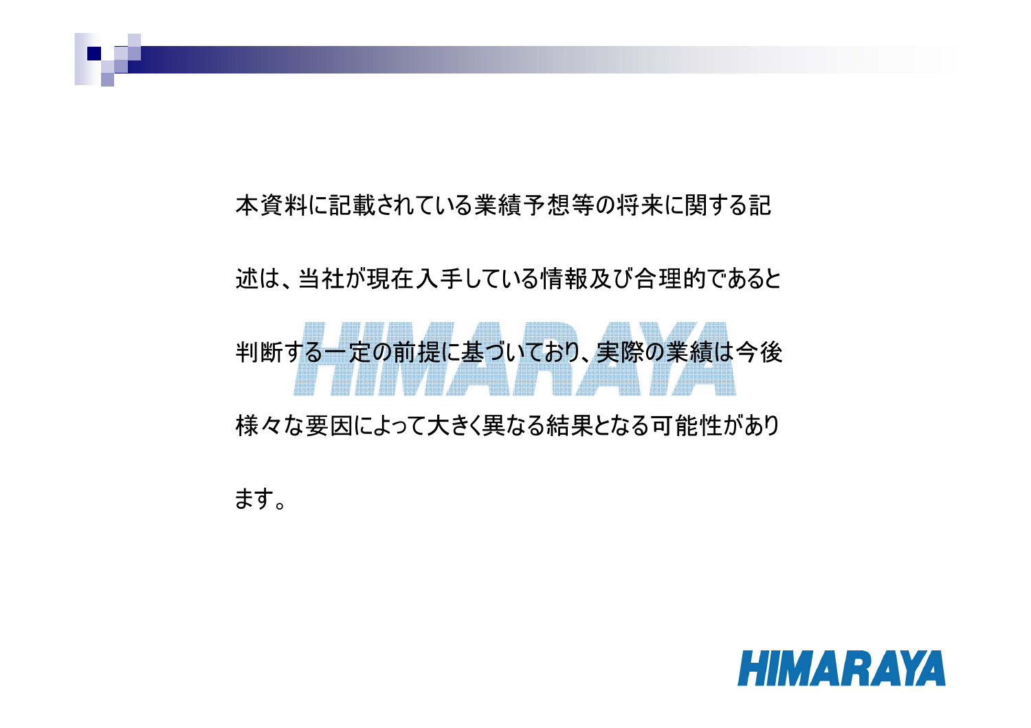本資料に記載されている業績予想等の将来に関する記述は、当社が現在入手している情報及び合理的であると判断する一定の前提に基づいており、実際の業績は今後様々な要因によって大きく異なる結果となる可能性があります。